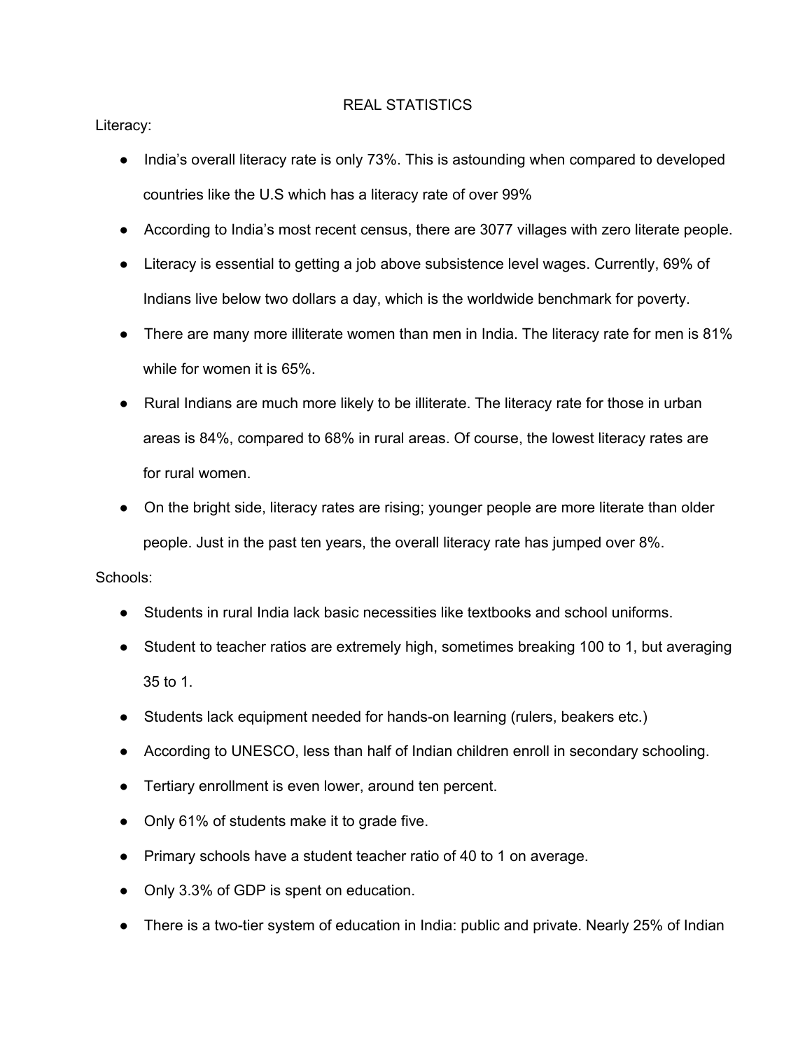# REAL STATISTICS

Literacy:

- India's overall literacy rate is only 73%. This is astounding when compared to developed countries like the U.S which has a literacy rate of over 99%
- According to India's most recent census, there are 3077 villages with zero literate people.
- Literacy is essential to getting a job above subsistence level wages. Currently, 69% of Indians live below two dollars a day, which is the worldwide benchmark for poverty.
- There are many more illiterate women than men in India. The literacy rate for men is 81% while for women it is 65%.
- Rural Indians are much more likely to be illiterate. The literacy rate for those in urban areas is 84%, compared to 68% in rural areas. Of course, the lowest literacy rates are for rural women.
- On the bright side, literacy rates are rising; younger people are more literate than older people. Just in the past ten years, the overall literacy rate has jumped over 8%.

Schools:

- Students in rural India lack basic necessities like textbooks and school uniforms.
- Student to teacher ratios are extremely high, sometimes breaking 100 to 1, but averaging 35 to 1.
- Students lack equipment needed for hands-on learning (rulers, beakers etc.)
- According to UNESCO, less than half of Indian children enroll in secondary schooling.
- Tertiary enrollment is even lower, around ten percent.
- Only 61% of students make it to grade five.
- Primary schools have a student teacher ratio of 40 to 1 on average.
- Only 3.3% of GDP is spent on education.
- There is a two-tier system of education in India: public and private. Nearly 25% of Indian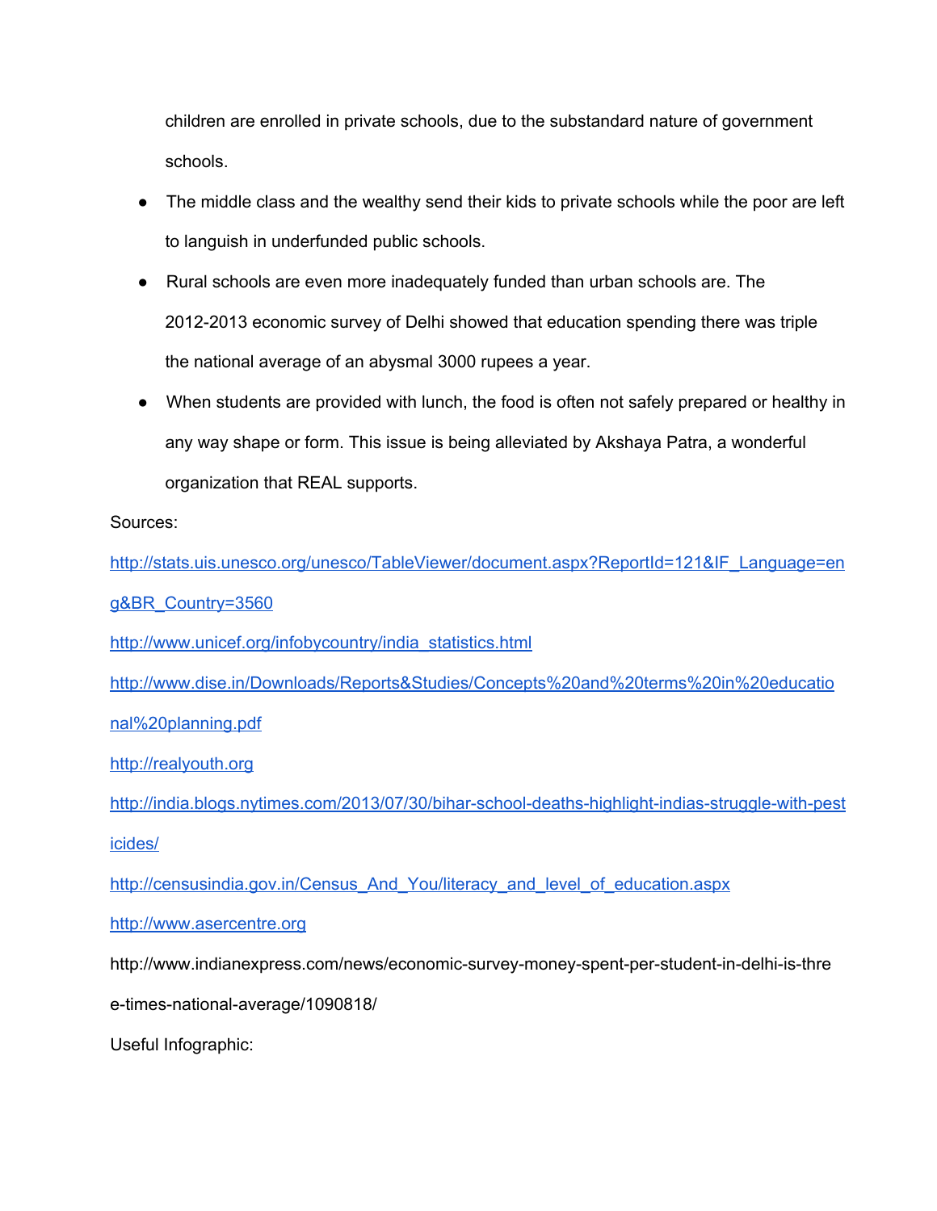children are enrolled in private schools, due to the substandard nature of government schools.

- The middle class and the wealthy send their kids to private schools while the poor are left to languish in underfunded public schools.
- Rural schools are even more inadequately funded than urban schools are. The 2012-2013 economic survey of Delhi showed that education spending there was triple the national average of an abysmal 3000 rupees a year.
- When students are provided with lunch, the food is often not safely prepared or healthy in any way shape or form. This issue is being alleviated by Akshaya Patra, a wonderful organization that REAL supports.

Sources:

http://stats.uis.unesco.org/unesco/TableViewer/document.aspx?ReportId=121&IF_Language=eng&BR_Country=3560

http://www.unicef.org/infobycountry/india_statistics.html

http://www.dise.in/Downloads/Reports&Studies/Concepts%20and%20terms%20in%20educational%20planning.pdf

http://realyouth.org

http://india.blogs.nytimes.com/2013/07/30/bihar-school-deaths-highlight-indias-struggle-with-pesticides/

http://censusindia.gov.in/Census_And_You/literacy_and_level_of_education.aspx

http://www.asercentre.org

http://www.indianexpress.com/news/economic-survey-money-spent-per-student-in-delhi-is-three-times-national-average/1090818/

Useful Infographic: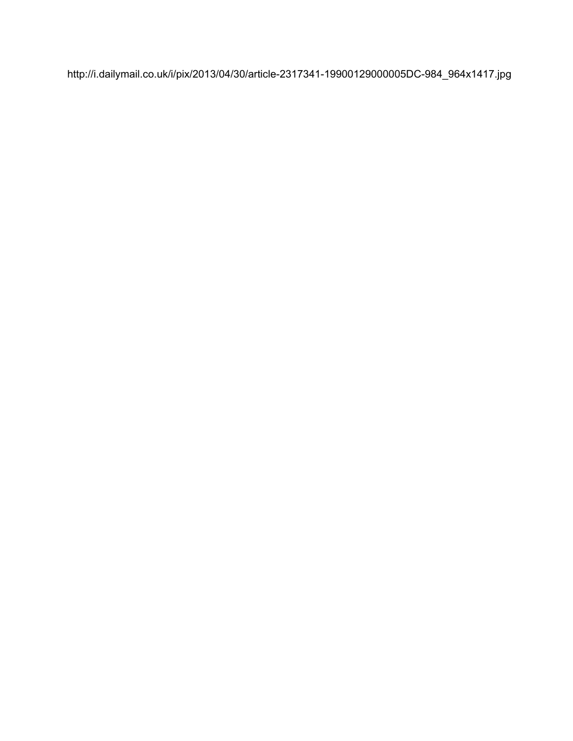http://i.dailymail.co.uk/i/pix/2013/04/30/article-2317341-19900129000005DC-984_964x1417.jpg